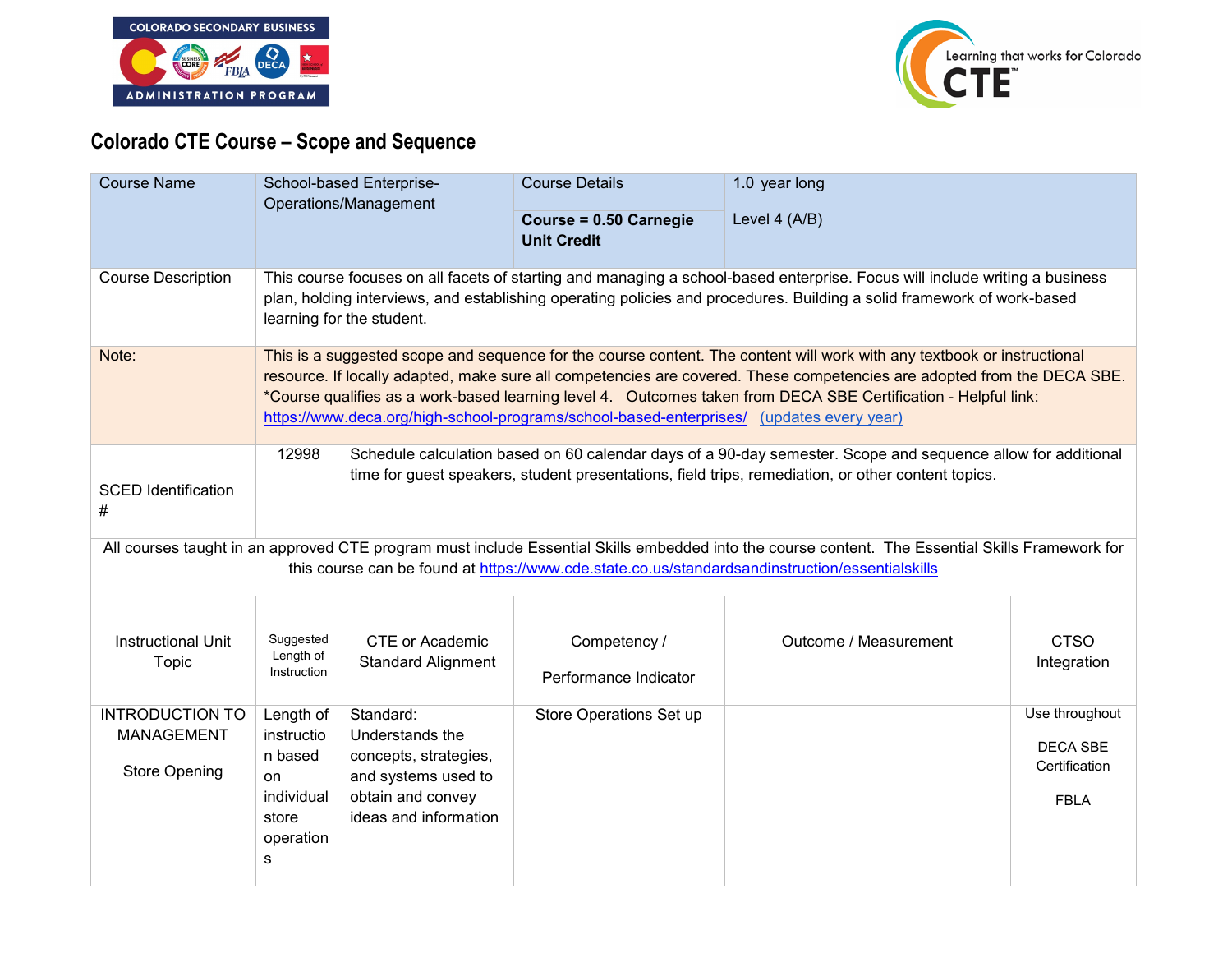## Colorado CTE Course – Scope and Sequence

| Course Name | School-based Enterprise-Operations/Management | Course Details | 1.0 year long |
|---|---|---|---|
| | | **Course = 0.50 Carnegie Unit Credit** | Level 4 (A/B) |
| Course Description | This course focuses on all facets of starting and managing a school-based enterprise. Focus will include writing a business plan, holding interviews, and establishing operating policies and procedures. Building a solid framework of work-based learning for the student. | | |
| Note: | This is a suggested scope and sequence for the course content. The content will work with any textbook or instructional resource. If locally adapted, make sure all competencies are covered. These competencies are adopted from the DECA SBE. *Course qualifies as a work-based learning level 4. Outcomes taken from DECA SBE Certification - Helpful link: https://www.deca.org/high-school-programs/school-based-enterprises/ (updates every year) | | |
| SCED Identification # | 12998 | Schedule calculation based on 60 calendar days of a 90-day semester. Scope and sequence allow for additional time for guest speakers, student presentations, field trips, remediation, or other content topics. | |

All courses taught in an approved CTE program must include Essential Skills embedded into the course content. The Essential Skills Framework for this course can be found at https://www.cde.state.co.us/standardsandinstruction/essentialskills

| Instructional Unit Topic | Suggested Length of Instruction | CTE or Academic Standard Alignment | Competency / Performance Indicator | Outcome / Measurement | CTSO Integration |
|---|---|---|---|---|---|
| INTRODUCTION TO MANAGEMENT<br><br>Store Opening | Length of instruction based on individual store operations | Standard: Understands the concepts, strategies, and systems used to obtain and convey ideas and information | Store Operations Set up | | Use throughout<br><br>DECA SBE Certification<br><br>FBLA |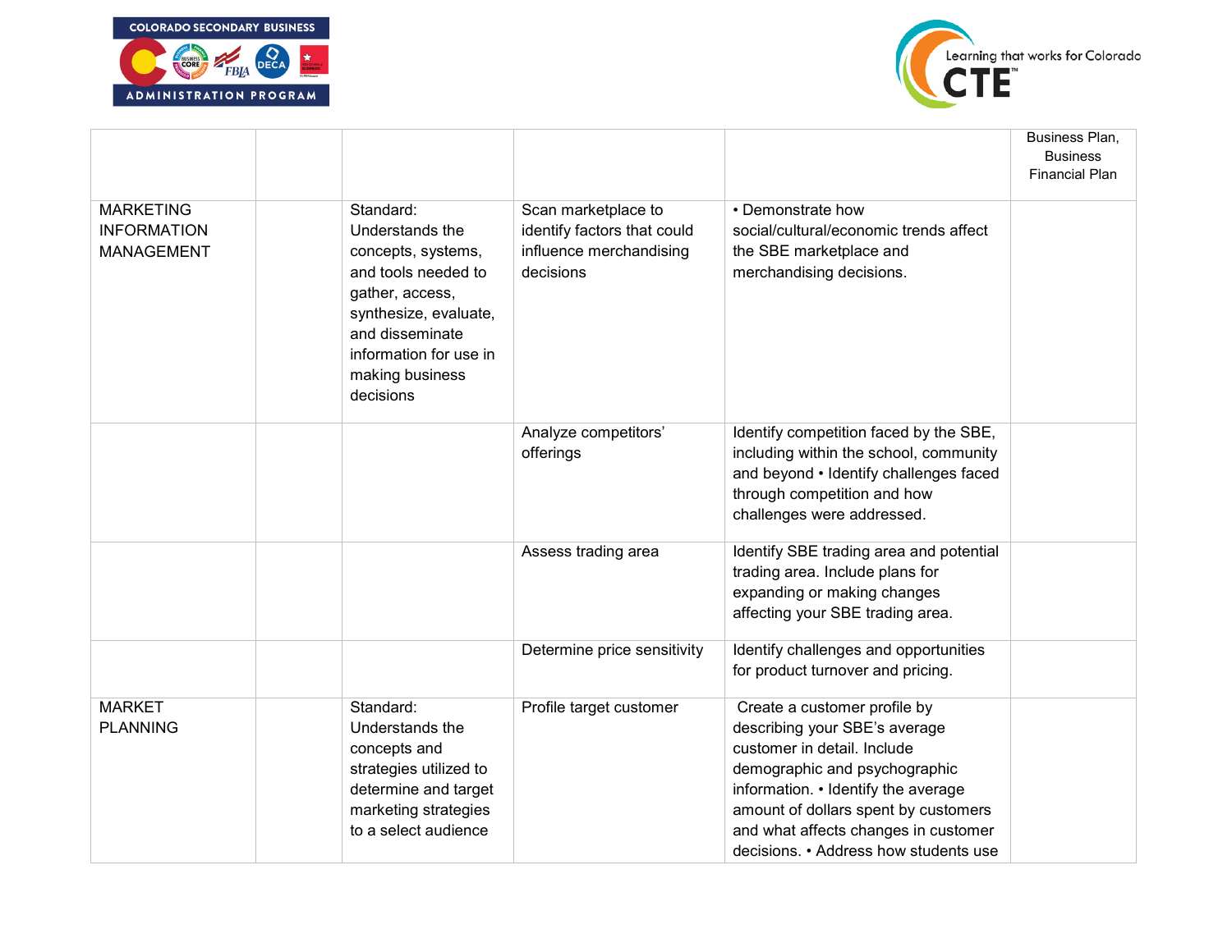| | | | | | |
|---|---|---|---|---|---|
| | | | | | Business Plan, Business Financial Plan |
| MARKETING INFORMATION MANAGEMENT | | Standard: Understands the concepts, systems, and tools needed to gather, access, synthesize, evaluate, and disseminate information for use in making business decisions | Scan marketplace to identify factors that could influence merchandising decisions | • Demonstrate how social/cultural/economic trends affect the SBE marketplace and merchandising decisions. | |
| | | | Analyze competitors' offerings | Identify competition faced by the SBE, including within the school, community and beyond • Identify challenges faced through competition and how challenges were addressed. | |
| | | | Assess trading area | Identify SBE trading area and potential trading area. Include plans for expanding or making changes affecting your SBE trading area. | |
| | | | Determine price sensitivity | Identify challenges and opportunities for product turnover and pricing. | |
| MARKET PLANNING | | Standard: Understands the concepts and strategies utilized to determine and target marketing strategies to a select audience | Profile target customer | Create a customer profile by describing your SBE's average customer in detail. Include demographic and psychographic information. • Identify the average amount of dollars spent by customers and what affects changes in customer decisions. • Address how students use | |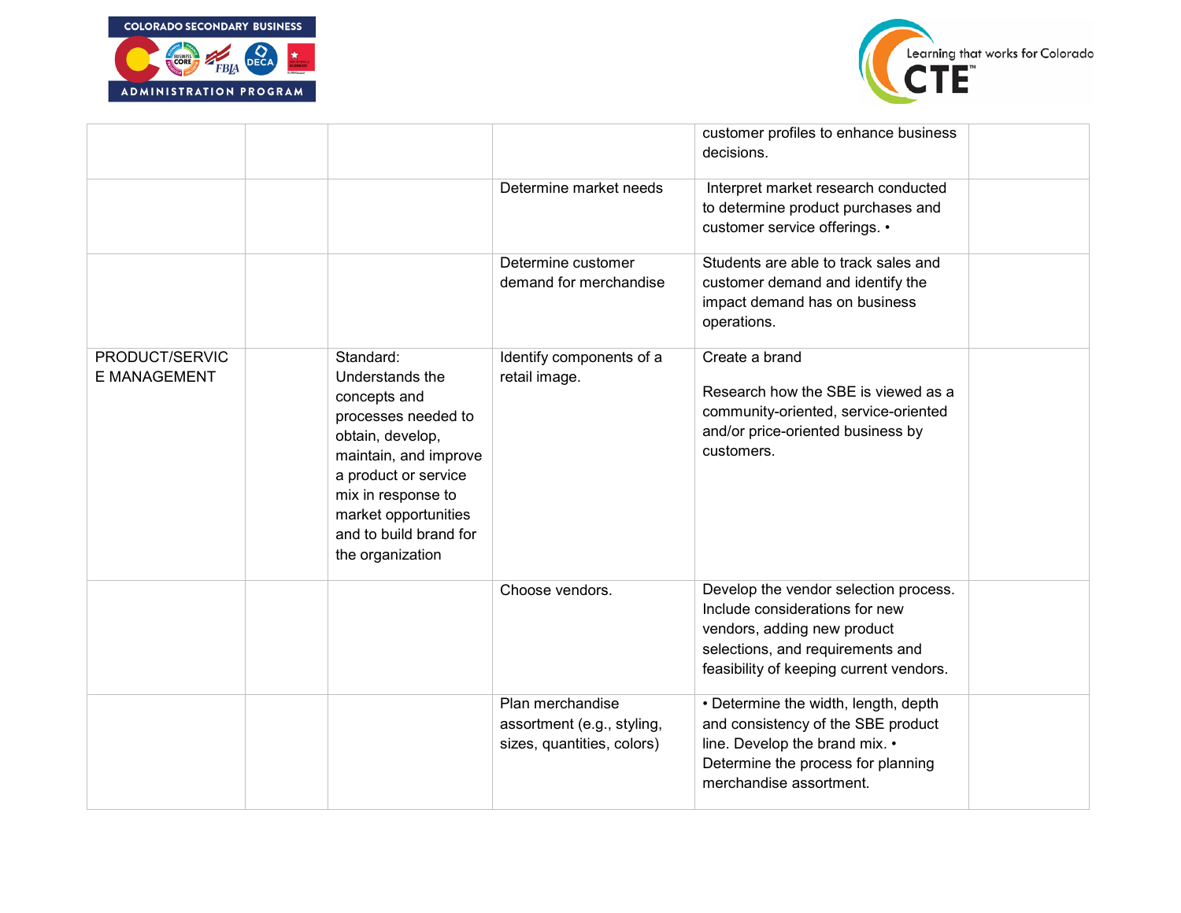| | | | | | |
|---|---|---|---|---|---|
| | | | | customer profiles to enhance business decisions. | |
| | | | Determine market needs | Interpret market research conducted to determine product purchases and customer service offerings. • | |
| | | | Determine customer demand for merchandise | Students are able to track sales and customer demand and identify the impact demand has on business operations. | |
| PRODUCT/SERVICE MANAGEMENT | | Standard: Understands the concepts and processes needed to obtain, develop, maintain, and improve a product or service mix in response to market opportunities and to build brand for the organization | Identify components of a retail image. | Create a brand<br><br>Research how the SBE is viewed as a community-oriented, service-oriented and/or price-oriented business by customers. | |
| | | | Choose vendors. | Develop the vendor selection process. Include considerations for new vendors, adding new product selections, and requirements and feasibility of keeping current vendors. | |
| | | | Plan merchandise assortment (e.g., styling, sizes, quantities, colors) | • Determine the width, length, depth and consistency of the SBE product line. Develop the brand mix. • Determine the process for planning merchandise assortment. | |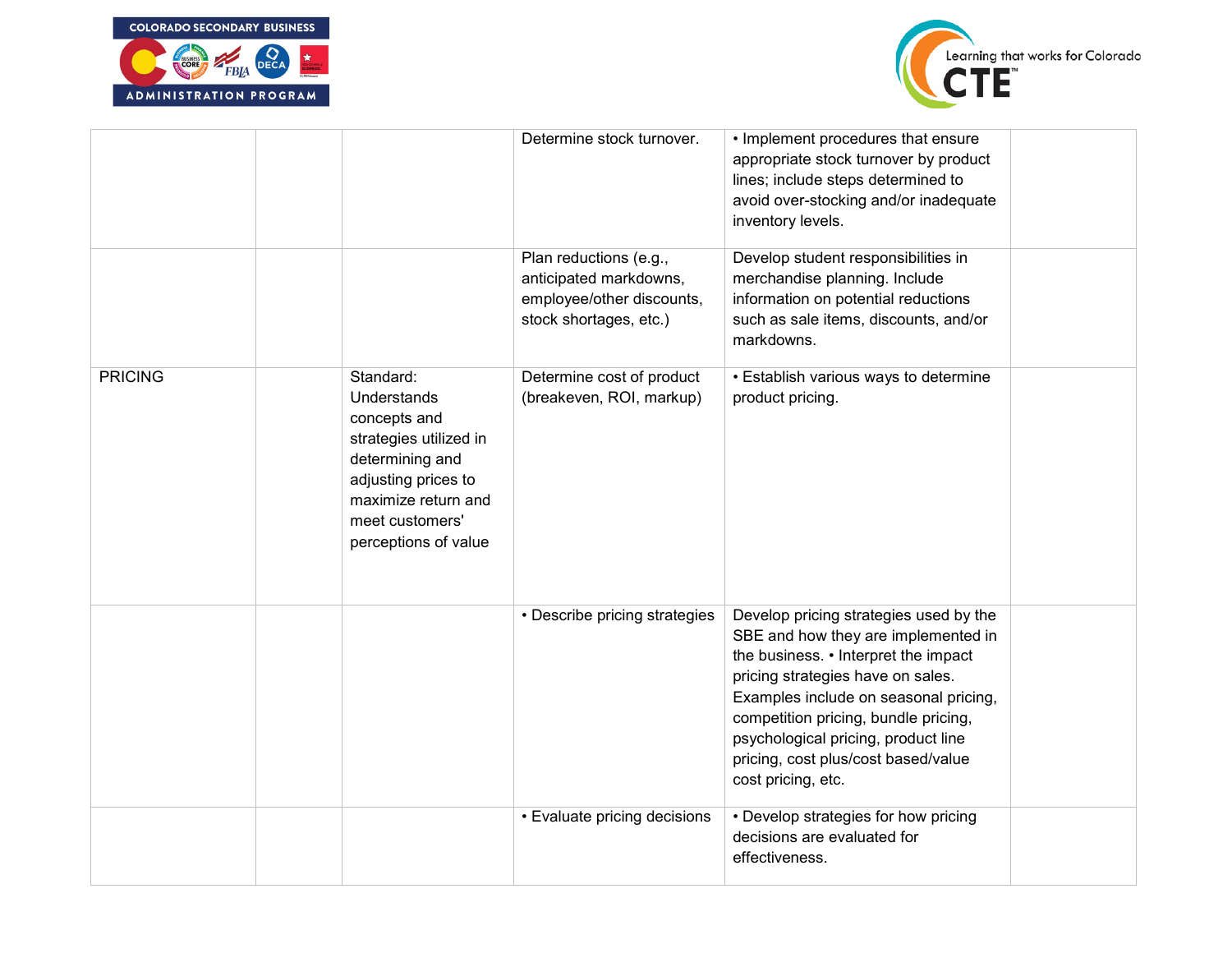| | | | | | |
|---|---|---|---|---|---|
| | | | Determine stock turnover. | • Implement procedures that ensure appropriate stock turnover by product lines; include steps determined to avoid over-stocking and/or inadequate inventory levels. | |
| | | | Plan reductions (e.g., anticipated markdowns, employee/other discounts, stock shortages, etc.) | Develop student responsibilities in merchandise planning. Include information on potential reductions such as sale items, discounts, and/or markdowns. | |
| PRICING | | Standard: Understands concepts and strategies utilized in determining and adjusting prices to maximize return and meet customers' perceptions of value | Determine cost of product (breakeven, ROI, markup) | • Establish various ways to determine product pricing. | |
| | | | • Describe pricing strategies | Develop pricing strategies used by the SBE and how they are implemented in the business. • Interpret the impact pricing strategies have on sales. Examples include on seasonal pricing, competition pricing, bundle pricing, psychological pricing, product line pricing, cost plus/cost based/value cost pricing, etc. | |
| | | | • Evaluate pricing decisions | • Develop strategies for how pricing decisions are evaluated for effectiveness. | |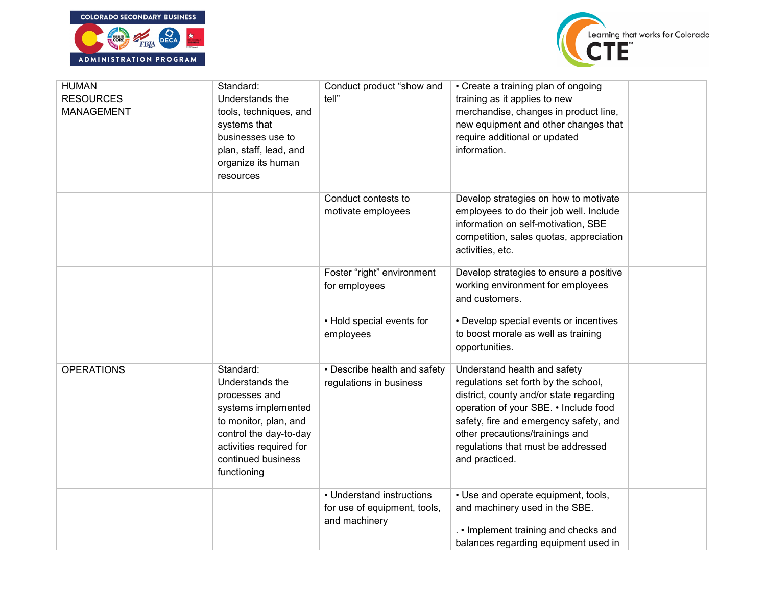| | | | | | |
|---|---|---|---|---|---|
| HUMAN RESOURCES MANAGEMENT | | Standard: Understands the tools, techniques, and systems that businesses use to plan, staff, lead, and organize its human resources | Conduct product "show and tell" | • Create a training plan of ongoing training as it applies to new merchandise, changes in product line, new equipment and other changes that require additional or updated information. | |
| | | | Conduct contests to motivate employees | Develop strategies on how to motivate employees to do their job well. Include information on self-motivation, SBE competition, sales quotas, appreciation activities, etc. | |
| | | | Foster "right" environment for employees | Develop strategies to ensure a positive working environment for employees and customers. | |
| | | | • Hold special events for employees | • Develop special events or incentives to boost morale as well as training opportunities. | |
| OPERATIONS | | Standard: Understands the processes and systems implemented to monitor, plan, and control the day-to-day activities required for continued business functioning | • Describe health and safety regulations in business | Understand health and safety regulations set forth by the school, district, county and/or state regarding operation of your SBE. • Include food safety, fire and emergency safety, and other precautions/trainings and regulations that must be addressed and practiced. | |
| | | | • Understand instructions for use of equipment, tools, and machinery | • Use and operate equipment, tools, and machinery used in the SBE.<br><br>. • Implement training and checks and balances regarding equipment used in | |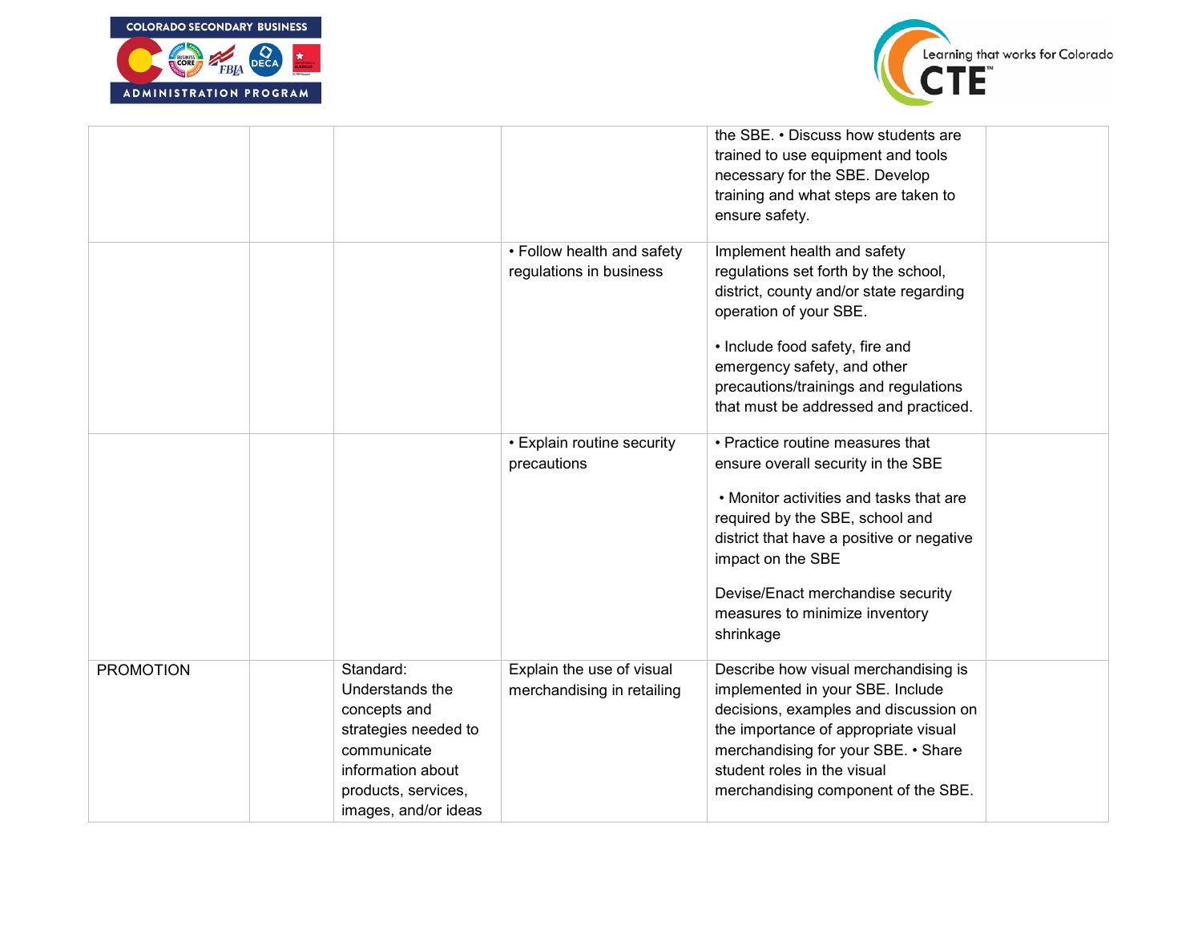| | | | | | |
|---|---|---|---|---|---|
| | | | | the SBE. • Discuss how students are trained to use equipment and tools necessary for the SBE. Develop training and what steps are taken to ensure safety. | |
| | | | • Follow health and safety regulations in business | Implement health and safety regulations set forth by the school, district, county and/or state regarding operation of your SBE.<br><br>• Include food safety, fire and emergency safety, and other precautions/trainings and regulations that must be addressed and practiced. | |
| | | | • Explain routine security precautions | • Practice routine measures that ensure overall security in the SBE<br><br>• Monitor activities and tasks that are required by the SBE, school and district that have a positive or negative impact on the SBE<br><br>Devise/Enact merchandise security measures to minimize inventory shrinkage | |
| PROMOTION | | Standard: Understands the concepts and strategies needed to communicate information about products, services, images, and/or ideas | Explain the use of visual merchandising in retailing | Describe how visual merchandising is implemented in your SBE. Include decisions, examples and discussion on the importance of appropriate visual merchandising for your SBE. • Share student roles in the visual merchandising component of the SBE. | |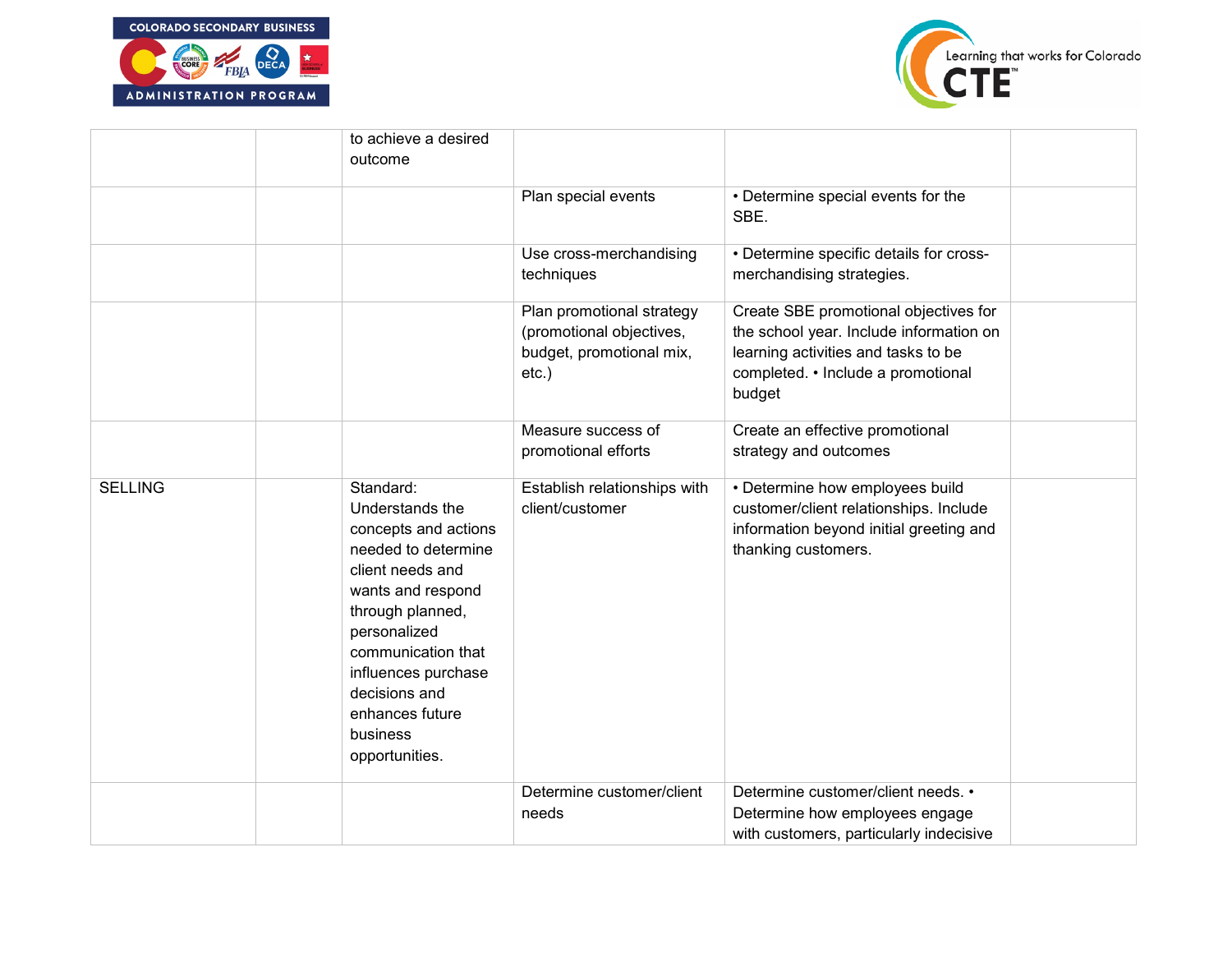| | | | | | |
|---|---|---|---|---|---|
| | | to achieve a desired outcome | | | |
| | | | Plan special events | • Determine special events for the SBE. | |
| | | | Use cross-merchandising techniques | • Determine specific details for cross-merchandising strategies. | |
| | | | Plan promotional strategy (promotional objectives, budget, promotional mix, etc.) | Create SBE promotional objectives for the school year. Include information on learning activities and tasks to be completed. • Include a promotional budget | |
| | | | Measure success of promotional efforts | Create an effective promotional strategy and outcomes | |
| SELLING | | Standard: Understands the concepts and actions needed to determine client needs and wants and respond through planned, personalized communication that influences purchase decisions and enhances future business opportunities. | Establish relationships with client/customer | • Determine how employees build customer/client relationships. Include information beyond initial greeting and thanking customers. | |
| | | | Determine customer/client needs | Determine customer/client needs. • Determine how employees engage with customers, particularly indecisive | |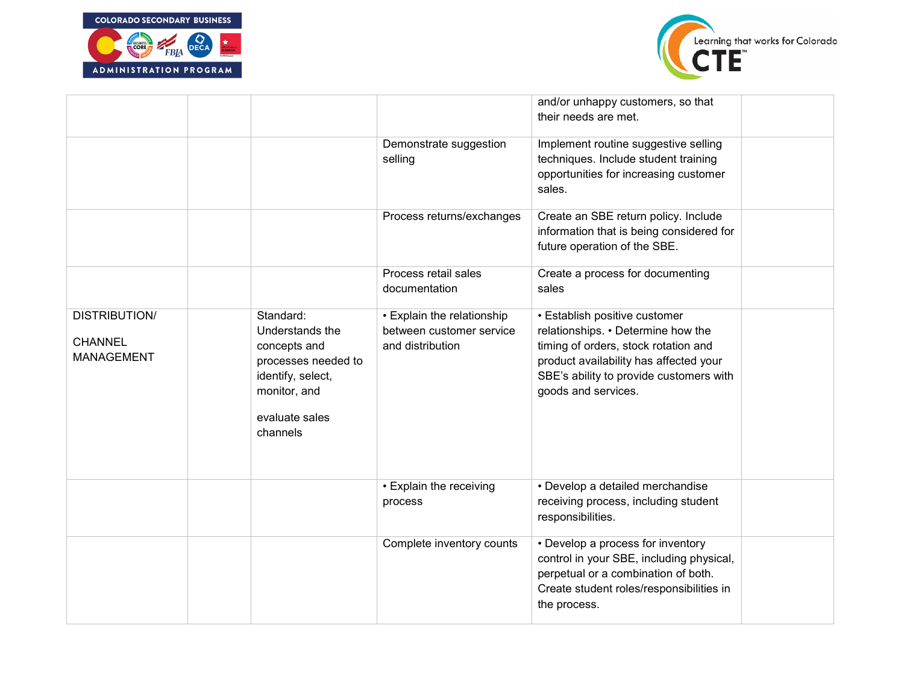| | | | | | |
|---|---|---|---|---|---|
| | | | | and/or unhappy customers, so that their needs are met. | |
| | | | Demonstrate suggestion selling | Implement routine suggestive selling techniques. Include student training opportunities for increasing customer sales. | |
| | | | Process returns/exchanges | Create an SBE return policy. Include information that is being considered for future operation of the SBE. | |
| | | | Process retail sales documentation | Create a process for documenting sales | |
| DISTRIBUTION/ CHANNEL MANAGEMENT | | Standard: Understands the concepts and processes needed to identify, select, monitor, and evaluate sales channels | • Explain the relationship between customer service and distribution | • Establish positive customer relationships. • Determine how the timing of orders, stock rotation and product availability has affected your SBE's ability to provide customers with goods and services. | |
| | | | • Explain the receiving process | • Develop a detailed merchandise receiving process, including student responsibilities. | |
| | | | Complete inventory counts | • Develop a process for inventory control in your SBE, including physical, perpetual or a combination of both. Create student roles/responsibilities in the process. | |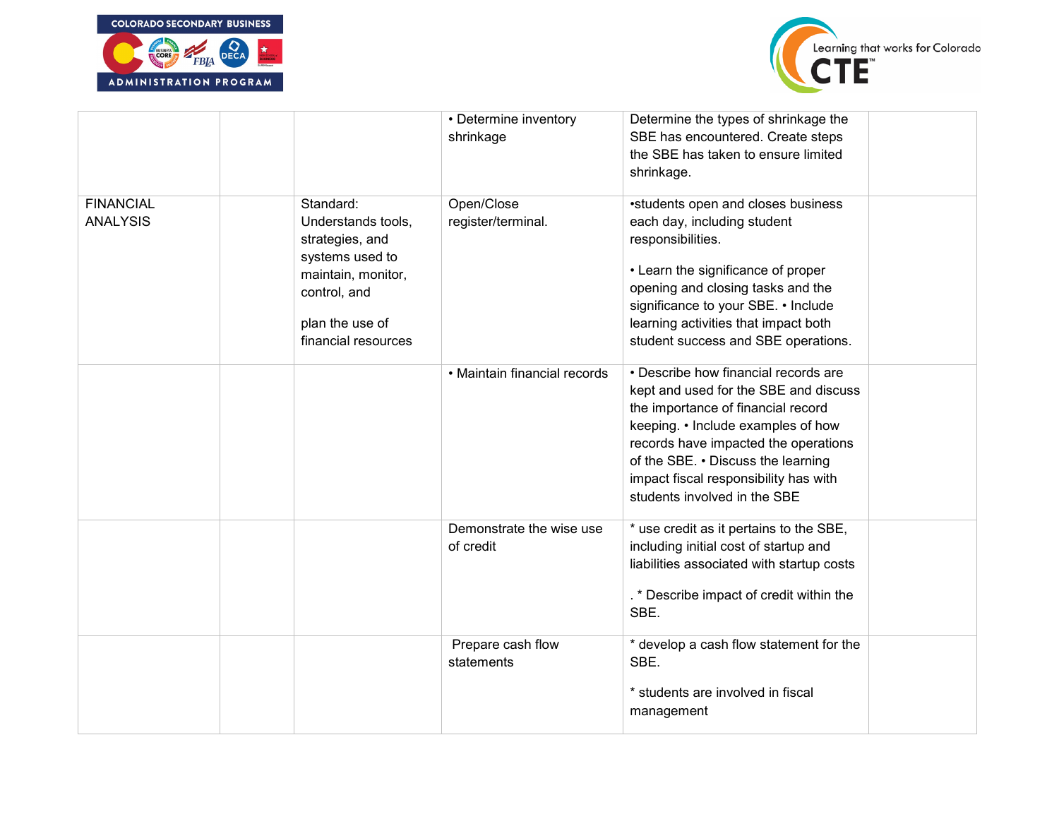| | | | | | |
|---|---|---|---|---|---|
| | | | • Determine inventory shrinkage | Determine the types of shrinkage the SBE has encountered. Create steps the SBE has taken to ensure limited shrinkage. | |
| FINANCIAL ANALYSIS | | Standard: Understands tools, strategies, and systems used to maintain, monitor, control, and<br><br>plan the use of financial resources | Open/Close register/terminal. | •students open and closes business each day, including student responsibilities.<br><br>• Learn the significance of proper opening and closing tasks and the significance to your SBE. • Include learning activities that impact both student success and SBE operations. | |
| | | | • Maintain financial records | • Describe how financial records are kept and used for the SBE and discuss the importance of financial record keeping. • Include examples of how records have impacted the operations of the SBE. • Discuss the learning impact fiscal responsibility has with students involved in the SBE | |
| | | | Demonstrate the wise use of credit | * use credit as it pertains to the SBE, including initial cost of startup and liabilities associated with startup costs<br><br>. * Describe impact of credit within the SBE. | |
| | | | Prepare cash flow statements | * develop a cash flow statement for the SBE.<br><br>* students are involved in fiscal management | |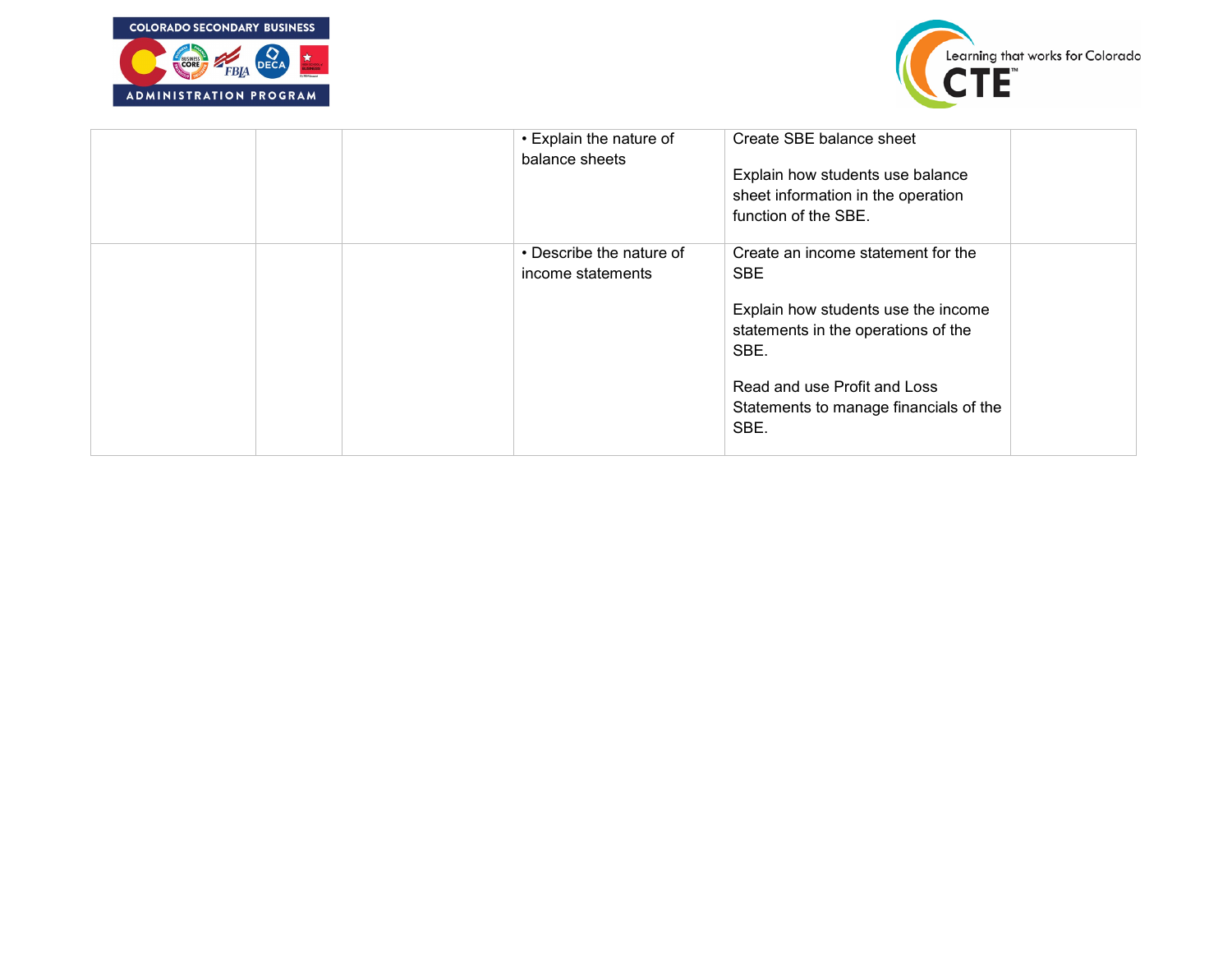| | | | | | |
|---|---|---|---|---|---|
| | | | • Explain the nature of balance sheets | Create SBE balance sheet<br><br>Explain how students use balance sheet information in the operation function of the SBE. | |
| | | | • Describe the nature of income statements | Create an income statement for the SBE<br><br>Explain how students use the income statements in the operations of the SBE.<br><br>Read and use Profit and Loss Statements to manage financials of the SBE. | |